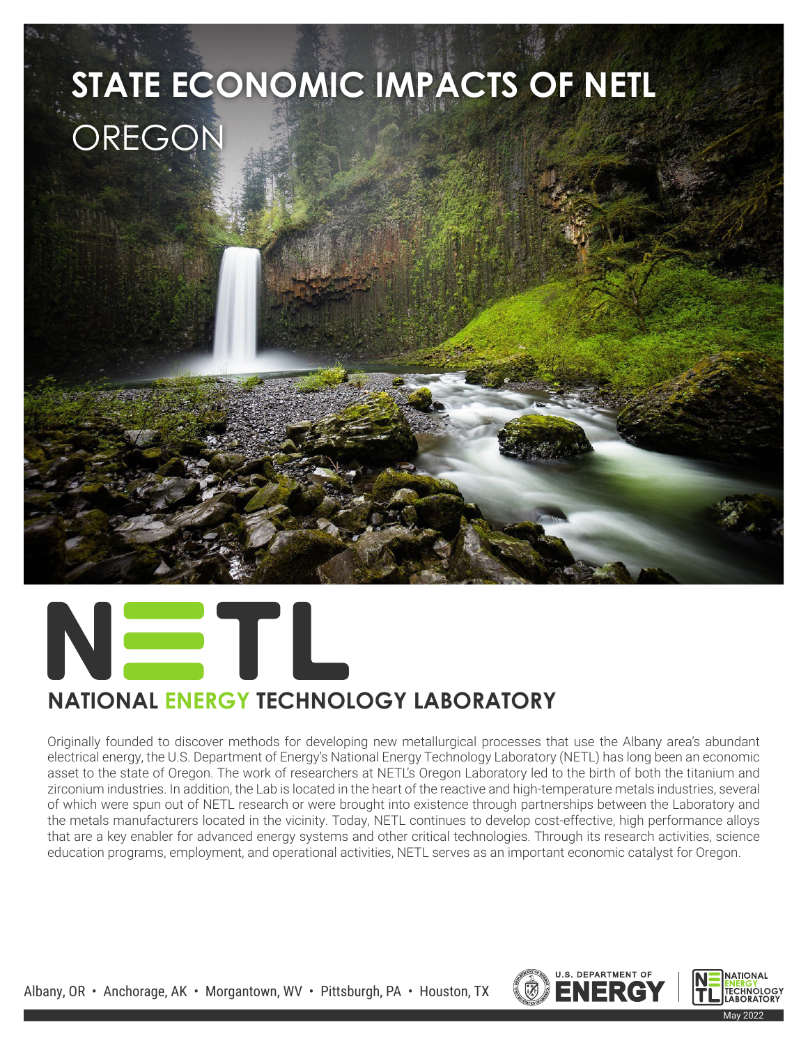# STATE ECONOMIC IMPACTS OF NETL

## OREGON

**NATIONAL ENERGY TECHNOLOGY LABORATORY**

Originally founded to discover methods for developing new metallurgical processes that use the Albany area's abundant electrical energy, the U.S. Department of Energy's National Energy Technology Laboratory (NETL) has long been an economic asset to the state of Oregon. The work of researchers at NETL's Oregon Laboratory led to the birth of both the titanium and zirconium industries. In addition, the Lab is located in the heart of the reactive and high-temperature metals industries, several of which were spun out of NETL research or were brought into existence through partnerships between the Laboratory and the metals manufacturers located in the vicinity. Today, NETL continues to develop cost-effective, high performance alloys that are a key enabler for advanced energy systems and other critical technologies. Through its research activities, science education programs, employment, and operational activities, NETL serves as an important economic catalyst for Oregon.

Albany, OR • Anchorage, AK • Morgantown, WV • Pittsburgh, PA • Houston, TX

May 2022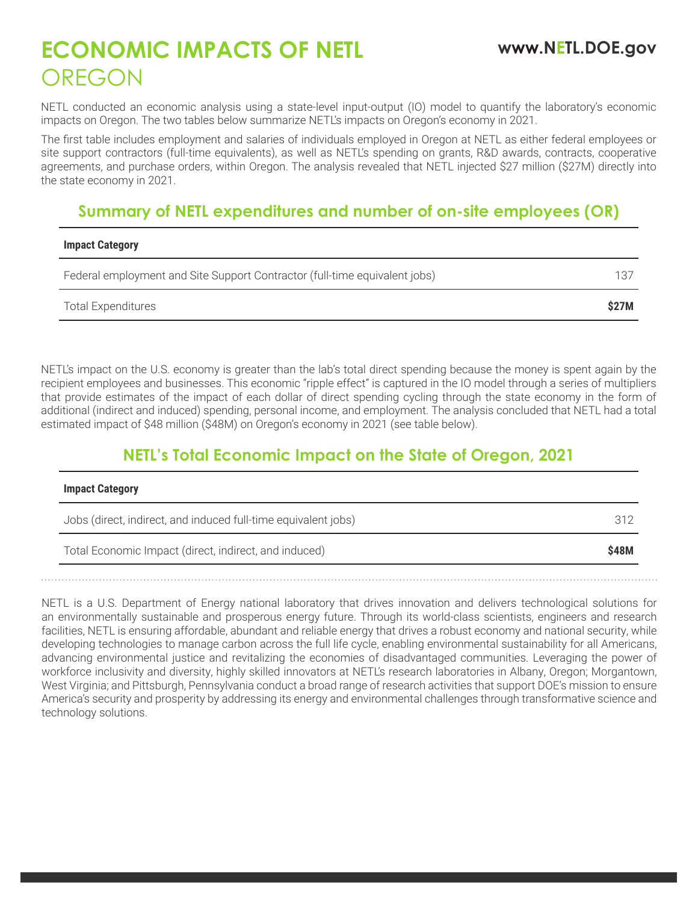# ECONOMIC IMPACTS OF NETL

# OREGON

www.NETL.DOE.gov

NETL conducted an economic analysis using a state-level input-output (IO) model to quantify the laboratory's economic impacts on Oregon. The two tables below summarize NETL's impacts on Oregon's economy in 2021.

The first table includes employment and salaries of individuals employed in Oregon at NETL as either federal employees or site support contractors (full-time equivalents), as well as NETL's spending on grants, R&D awards, contracts, cooperative agreements, and purchase orders, within Oregon. The analysis revealed that NETL injected $27 million ($27M) directly into the state economy in 2021.

## Summary of NETL expenditures and number of on-site employees (OR)

| Impact Category | |
|---|---|
| Federal employment and Site Support Contractor (full-time equivalent jobs) | 137 |
| Total Expenditures | **$27M** |

NETL's impact on the U.S. economy is greater than the lab's total direct spending because the money is spent again by the recipient employees and businesses. This economic "ripple effect" is captured in the IO model through a series of multipliers that provide estimates of the impact of each dollar of direct spending cycling through the state economy in the form of additional (indirect and induced) spending, personal income, and employment. The analysis concluded that NETL had a total estimated impact of $48 million ($48M) on Oregon's economy in 2021 (see table below).

## NETL's Total Economic Impact on the State of Oregon, 2021

| Impact Category | |
|---|---|
| Jobs (direct, indirect, and induced full-time equivalent jobs) | 312 |
| Total Economic Impact (direct, indirect, and induced) | **$48M** |

NETL is a U.S. Department of Energy national laboratory that drives innovation and delivers technological solutions for an environmentally sustainable and prosperous energy future. Through its world-class scientists, engineers and research facilities, NETL is ensuring affordable, abundant and reliable energy that drives a robust economy and national security, while developing technologies to manage carbon across the full life cycle, enabling environmental sustainability for all Americans, advancing environmental justice and revitalizing the economies of disadvantaged communities. Leveraging the power of workforce inclusivity and diversity, highly skilled innovators at NETL's research laboratories in Albany, Oregon; Morgantown, West Virginia; and Pittsburgh, Pennsylvania conduct a broad range of research activities that support DOE's mission to ensure America's security and prosperity by addressing its energy and environmental challenges through transformative science and technology solutions.